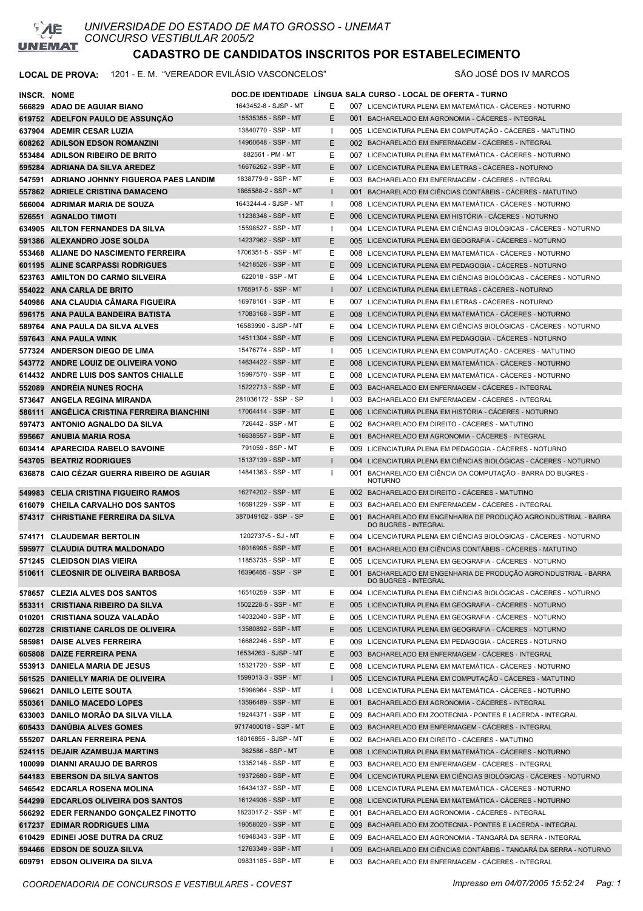# UNIVERSIDADE DO ESTADO DE MATO GROSSO - UNEMAT
## CONCURSO VESTIBULAR 2005/2

## CADASTRO DE CANDIDATOS INSCRITOS POR ESTABELECIMENTO

**LOCAL DE PROVA:** 1201 - E. M. "VEREADOR EVILÁSIO VASCONCELOS" SÃO JOSÉ DOS IV MARCOS

| INSCR. | NOME | DOC.DE IDENTIDADE | LÍNGUA | SALA | CURSO - LOCAL DE OFERTA - TURNO |
|---|---|---|---|---|---|
| 566829 | ADAO DE AGUIAR BIANO | 1643452-8 - SJSP - MT | E | 007 | LICENCIATURA PLENA EM MATEMÁTICA - CÁCERES - NOTURNO |
| 619752 | ADELFON PAULO DE ASSUNÇÃO | 15535355 - SSP - MT | E | 001 | BACHARELADO EM AGRONOMIA - CÁCERES - INTEGRAL |
| 637904 | ADEMIR CESAR LUZIA | 13840770 - SSP - MT | I | 005 | LICENCIATURA PLENA EM COMPUTAÇÃO - CÁCERES - MATUTINO |
| 608262 | ADILSON EDSON ROMANZINI | 14960648 - SSP - MT | E | 002 | BACHARELADO EM ENFERMAGEM - CÁCERES - INTEGRAL |
| 553484 | ADILSON RIBEIRO DE BRITO | 882561 - PM - MT | E | 007 | LICENCIATURA PLENA EM MATEMÁTICA - CÁCERES - NOTURNO |
| 595284 | ADRIANA DA SILVA AREDEZ | 16676262 - SSP - MT | E | 007 | LICENCIATURA PLENA EM LETRAS - CÁCERES - NOTURNO |
| 547591 | ADRIANO JOHNNY FIGUEROA PAES LANDIM | 1838779-9 - SSP - MT | E | 003 | BACHARELADO EM ENFERMAGEM - CÁCERES - INTEGRAL |
| 557862 | ADRIELE CRISTINA DAMACENO | 1865588-2 - SSP - MT | I | 001 | BACHARELADO EM CIÊNCIAS CONTÁBEIS - CÁCERES - MATUTINO |
| 566004 | ADRIMAR MARIA DE SOUZA | 1643244-4 - SJSP - MT | I | 008 | LICENCIATURA PLENA EM MATEMÁTICA - CÁCERES - NOTURNO |
| 526551 | AGNALDO TIMOTI | 11238348 - SSP - MT | E | 006 | LICENCIATURA PLENA EM HISTÓRIA - CÁCERES - NOTURNO |
| 634905 | AILTON FERNANDES DA SILVA | 15598527 - SSP - MT | I | 004 | LICENCIATURA PLENA EM CIÊNCIAS BIOLÓGICAS - CÁCERES - NOTURNO |
| 591386 | ALEXANDRO JOSE SOLDA | 14237962 - SSP - MT | E | 005 | LICENCIATURA PLENA EM GEOGRAFIA - CÁCERES - NOTURNO |
| 553468 | ALIANE DO NASCIMENTO FERREIRA | 1706351-5 - SSP - MT | E | 008 | LICENCIATURA PLENA EM MATEMÁTICA - CÁCERES - NOTURNO |
| 601195 | ALINE SCARPASSI RODRIGUES | 14218526 - SSP - MT | E | 009 | LICENCIATURA PLENA EM PEDAGOGIA - CÁCERES - NOTURNO |
| 523763 | AMILTON DO CARMO SILVEIRA | 622018 - SSP - MT | E | 004 | LICENCIATURA PLENA EM CIÊNCIAS BIOLÓGICAS - CÁCERES - NOTURNO |
| 554022 | ANA CARLA DE BRITO | 1765917-5 - SSP - MT | I | 007 | LICENCIATURA PLENA EM LETRAS - CÁCERES - NOTURNO |
| 540986 | ANA CLAUDIA CÂMARA FIGUEIRA | 16978161 - SSP - MT | E | 007 | LICENCIATURA PLENA EM LETRAS - CÁCERES - NOTURNO |
| 596175 | ANA PAULA BANDEIRA BATISTA | 17083168 - SSP - MT | E | 008 | LICENCIATURA PLENA EM MATEMÁTICA - CÁCERES - NOTURNO |
| 589764 | ANA PAULA DA SILVA ALVES | 16583990 - SJSP - MT | E | 004 | LICENCIATURA PLENA EM CIÊNCIAS BIOLÓGICAS - CÁCERES - NOTURNO |
| 597643 | ANA PAULA WINK | 14511304 - SSP - MT | E | 009 | LICENCIATURA PLENA EM PEDAGOGIA - CÁCERES - NOTURNO |
| 577324 | ANDERSON DIEGO DE LIMA | 15476774 - SSP - MT | I | 005 | LICENCIATURA PLENA EM COMPUTAÇÃO - CÁCERES - MATUTINO |
| 543772 | ANDRE LOUIZ DE OLIVEIRA VONO | 14634422 - SSP - MT | E | 008 | LICENCIATURA PLENA EM MATEMÁTICA - CÁCERES - NOTURNO |
| 614432 | ANDRE LUIS DOS SANTOS CHIALLE | 15997570 - SSP - MT | E | 008 | LICENCIATURA PLENA EM MATEMÁTICA - CÁCERES - NOTURNO |
| 552089 | ANDRÉIA NUNES ROCHA | 15222713 - SSP - MT | E | 003 | BACHARELADO EM ENFERMAGEM - CÁCERES - INTEGRAL |
| 573647 | ANGELA REGINA MIRANDA | 281036172 - SSP - SP | I | 003 | BACHARELADO EM ENFERMAGEM - CÁCERES - INTEGRAL |
| 586111 | ANGÉLICA CRISTINA FERREIRA BIANCHINI | 17064414 - SSP - MT | E | 006 | LICENCIATURA PLENA EM HISTÓRIA - CÁCERES - NOTURNO |
| 597473 | ANTONIO AGNALDO DA SILVA | 726442 - SSP - MT | E | 002 | BACHARELADO EM DIREITO - CÁCERES - MATUTINO |
| 595667 | ANUBIA MARIA ROSA | 16638557 - SSP - MT | E | 001 | BACHARELADO EM AGRONOMIA - CÁCERES - INTEGRAL |
| 603414 | APARECIDA RABELO SAVOINE | 791059 - SSP - MT | E | 009 | LICENCIATURA PLENA EM PEDAGOGIA - CÁCERES - NOTURNO |
| 543705 | BEATRIZ RODRIGUES | 15137139 - SSP - MT | I | 004 | LICENCIATURA PLENA EM CIÊNCIAS BIOLÓGICAS - CÁCERES - NOTURNO |
| 636878 | CAIO CÉZAR GUERRA RIBEIRO DE AGUIAR | 14841363 - SSP - MT | I | 001 | BACHARELADO EM CIÊNCIA DA COMPUTAÇÃO - BARRA DO BUGRES - NOTURNO |
| 549983 | CELIA CRISTINA FIGUEIRO RAMOS | 16274202 - SSP - MT | E | 002 | BACHARELADO EM DIREITO - CÁCERES - MATUTINO |
| 616079 | CHEILA CARVALHO DOS SANTOS | 16691229 - SSP - MT | E | 003 | BACHARELADO EM ENFERMAGEM - CÁCERES - INTEGRAL |
| 574317 | CHRISTIANE FERREIRA DA SILVA | 387049162 - SSP - SP | E | 001 | BACHARELADO EM ENGENHARIA DE PRODUÇÃO AGROINDUSTRIAL - BARRA DO BUGRES - INTEGRAL |
| 574171 | CLAUDEMAR BERTOLIN | 1202737-5 - SJ - MT | E | 004 | LICENCIATURA PLENA EM CIÊNCIAS BIOLÓGICAS - CÁCERES - NOTURNO |
| 595977 | CLAUDIA DUTRA MALDONADO | 18016995 - SSP - MT | E | 001 | BACHARELADO EM CIÊNCIAS CONTÁBEIS - CÁCERES - MATUTINO |
| 571245 | CLEIDSON DIAS VIEIRA | 11853735 - SSP - MT | E | 005 | LICENCIATURA PLENA EM GEOGRAFIA - CÁCERES - NOTURNO |
| 510611 | CLEOSNIR DE OLIVEIRA BARBOSA | 16396465 - SSP - SP | E | 001 | BACHARELADO EM ENGENHARIA DE PRODUÇÃO AGROINDUSTRIAL - BARRA DO BUGRES - INTEGRAL |
| 578657 | CLEZIA ALVES DOS SANTOS | 16510259 - SSP - MT | E | 004 | LICENCIATURA PLENA EM CIÊNCIAS BIOLÓGICAS - CÁCERES - NOTURNO |
| 553311 | CRISTIANA RIBEIRO DA SILVA | 1502228-5 - SSP - MT | E | 005 | LICENCIATURA PLENA EM GEOGRAFIA - CÁCERES - NOTURNO |
| 010201 | CRISTIANA SOUZA VALADÃO | 14032040 - SSP - MT | E | 005 | LICENCIATURA PLENA EM GEOGRAFIA - CÁCERES - NOTURNO |
| 602728 | CRISTIANE CARLOS DE OLIVEIRA | 13580892 - SSP - MT | E | 005 | LICENCIATURA PLENA EM GEOGRAFIA - CÁCERES - NOTURNO |
| 585981 | DAISE ALVES FERREIRA | 16682246 - SSP - MT | E | 009 | LICENCIATURA PLENA EM PEDAGOGIA - CÁCERES - NOTURNO |
| 605808 | DAIZE FERREIRA PENA | 16534263 - SJSP - MT | E | 003 | BACHARELADO EM ENFERMAGEM - CÁCERES - INTEGRAL |
| 553913 | DANIELA MARIA DE JESUS | 15321720 - SSP - MT | E | 008 | LICENCIATURA PLENA EM MATEMÁTICA - CÁCERES - NOTURNO |
| 561525 | DANIELLY MARIA DE OLIVEIRA | 1599013-3 - SSP - MT | I | 005 | LICENCIATURA PLENA EM COMPUTAÇÃO - CÁCERES - MATUTINO |
| 596621 | DANILO LEITE SOUTA | 15996964 - SSP - MT | I | 008 | LICENCIATURA PLENA EM MATEMÁTICA - CÁCERES - NOTURNO |
| 550361 | DANILO MACEDO LOPES | 13596489 - SSP - MT | E | 001 | BACHARELADO EM AGRONOMIA - CÁCERES - INTEGRAL |
| 633003 | DANILO MORÃO DA SILVA VILLA | 19244371 - SSP - MT | E | 009 | BACHARELADO EM ZOOTECNIA - PONTES E LACERDA - INTEGRAL |
| 605433 | DANÚBIA ALVES GOMES | 9717400018 - SSP - MT | E | 003 | BACHARELADO EM ENFERMAGEM - CÁCERES - INTEGRAL |
| 555207 | DARLAN FERREIRA PENA | 18016855 - SJSP - MT | E | 002 | BACHARELADO EM DIREITO - CÁCERES - MATUTINO |
| 524115 | DEJAIR AZAMBUJA MARTINS | 362586 - SSP - MT | E | 008 | LICENCIATURA PLENA EM MATEMÁTICA - CÁCERES - NOTURNO |
| 100099 | DIANNI ARAUJO DE BARROS | 13352148 - SSP - MT | E | 003 | BACHARELADO EM ENFERMAGEM - CÁCERES - INTEGRAL |
| 544183 | EBERSON DA SILVA SANTOS | 19372680 - SSP - MT | E | 004 | LICENCIATURA PLENA EM CIÊNCIAS BIOLÓGICAS - CÁCERES - NOTURNO |
| 546542 | EDCARLA ROSENA MOLINA | 16434137 - SSP - MT | E | 008 | LICENCIATURA PLENA EM MATEMÁTICA - CÁCERES - NOTURNO |
| 544299 | EDCARLOS OLIVEIRA DOS SANTOS | 16124936 - SSP - MT | E | 008 | LICENCIATURA PLENA EM MATEMÁTICA - CÁCERES - NOTURNO |
| 566292 | EDER FERNANDO GONÇALEZ FINOTTO | 1823017-2 - SSP - MT | E | 001 | BACHARELADO EM AGRONOMIA - CÁCERES - INTEGRAL |
| 617237 | EDIMAR RODRIGUES LIMA | 19058020 - SSP - MT | E | 009 | BACHARELADO EM ZOOTECNIA - PONTES E LACERDA - INTEGRAL |
| 610429 | EDINEI JOSE DUTRA DA CRUZ | 16948343 - SSP - MT | E | 009 | BACHARELADO EM AGRONOMIA - TANGARÁ DA SERRA - INTEGRAL |
| 594466 | EDSON DE SOUZA SILVA | 12763349 - SSP - MT | I | 009 | BACHARELADO EM CIÊNCIAS CONTÁBEIS - TANGARÁ DA SERRA - NOTURNO |
| 609791 | EDSON OLIVEIRA DA SILVA | 09831185 - SSP - MT | E | 003 | BACHARELADO EM ENFERMAGEM - CÁCERES - INTEGRAL |

COORDENADORIA DE CONCURSOS E VESTIBULARES - COVEST — Impresso em 04/07/2005 15:52:24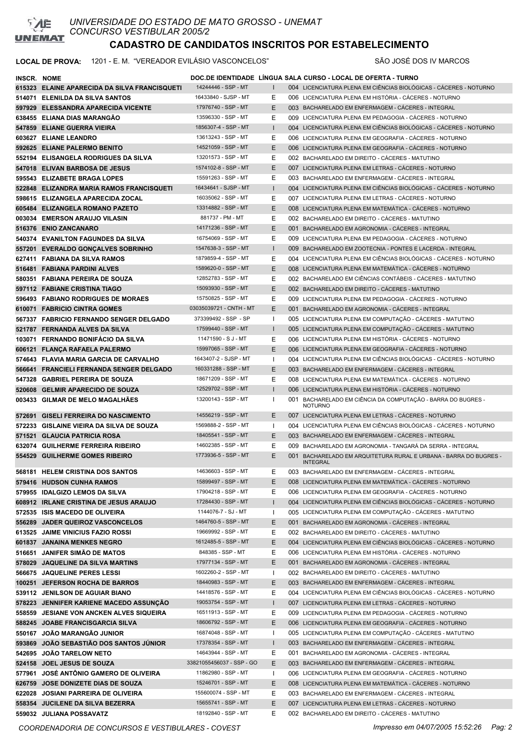UNIVERSIDADE DO ESTADO DE MATO GROSSO - UNEMAT
CONCURSO VESTIBULAR 2005/2

# CADASTRO DE CANDIDATOS INSCRITOS POR ESTABELECIMENTO

**LOCAL DE PROVA:** 1201 - E. M. "VEREADOR EVILÁSIO VASCONCELOS" SÃO JOSÉ DOS IV MARCOS

| INSCR. | NOME | DOC.DE IDENTIDADE | LÍNGUA | SALA | CURSO - LOCAL DE OFERTA - TURNO |
|---|---|---|---|---|---|
| 615323 | ELAINE APARECIDA DA SILVA FRANCISQUETI | 14244446 - SSP - MT | I | 004 | LICENCIATURA PLENA EM CIÊNCIAS BIOLÓGICAS - CÁCERES - NOTURNO |
| 514071 | ELENILDA DA SILVA SANTOS | 16433840 - SJSP - MT | E | 006 | LICENCIATURA PLENA EM HISTÓRIA - CÁCERES - NOTURNO |
| 597929 | ELESSANDRA APARECIDA VICENTE | 17976740 - SSP - MT | E | 003 | BACHARELADO EM ENFERMAGEM - CÁCERES - INTEGRAL |
| 638455 | ELIANA DIAS MARANGÃO | 13596330 - SSP - MT | E | 009 | LICENCIATURA PLENA EM PEDAGOGIA - CÁCERES - NOTURNO |
| 547859 | ELIANE GUERRA VIEIRA | 1856307-4 - SSP - MT | I | 004 | LICENCIATURA PLENA EM CIÊNCIAS BIOLÓGICAS - CÁCERES - NOTURNO |
| 603627 | ELIANE LEANDRO | 13613243 - SSP - MT | E | 006 | LICENCIATURA PLENA EM GEOGRAFIA - CÁCERES - NOTURNO |
| 592625 | ELIANE PALERMO BENITO | 14521059 - SSP - MT | E | 006 | LICENCIATURA PLENA EM GEOGRAFIA - CÁCERES - NOTURNO |
| 552194 | ELISANGELA RODRIGUES DA SILVA | 13201573 - SSP - MT | E | 002 | BACHARELADO EM DIREITO - CÁCERES - MATUTINO |
| 547018 | ELIVAN BARBOSA DE JESUS | 1574102-8 - SSP - MT | E | 007 | LICENCIATURA PLENA EM LETRAS - CÁCERES - NOTURNO |
| 595543 | ELIZABETE BRAGA LOPES | 15591263 - SSP - MT | E | 003 | BACHARELADO EM ENFERMAGEM - CÁCERES - INTEGRAL |
| 522848 | ELIZANDRA MARIA RAMOS FRANCISQUETI | 16434641 - SJSP - MT | I | 004 | LICENCIATURA PLENA EM CIÊNCIAS BIOLÓGICAS - CÁCERES - NOTURNO |
| 598615 | ELIZANGELA APARECIDA ZOCAL | 16035062 - SSP - MT | E | 007 | LICENCIATURA PLENA EM LETRAS - CÁCERES - NOTURNO |
| 605484 | ELIZANGELA ROMANO PAZETO | 13314882 - SSP - MT | E | 008 | LICENCIATURA PLENA EM MATEMÁTICA - CÁCERES - NOTURNO |
| 003034 | EMERSON ARAUJO VILASIN | 881737 - PM - MT | E | 002 | BACHARELADO EM DIREITO - CÁCERES - MATUTINO |
| 516376 | ENIO ZANCANARO | 14171236 - SSP - MT | E | 001 | BACHARELADO EM AGRONOMIA - CÁCERES - INTEGRAL |
| 540374 | EVANILTON FAGUNDES DA SILVA | 16754069 - SSP - MT | E | 009 | LICENCIATURA PLENA EM PEDAGOGIA - CÁCERES - NOTURNO |
| 557201 | EVERALDO GONÇALVES SOBRINHO | 1547638-3 - SSP - MT | I | 009 | BACHARELADO EM ZOOTECNIA - PONTES E LACERDA - INTEGRAL |
| 627411 | FABIANA DA SILVA RAMOS | 1879859-4 - SSP - MT | E | 004 | LICENCIATURA PLENA EM CIÊNCIAS BIOLÓGICAS - CÁCERES - NOTURNO |
| 516481 | FABIANA PARDINI ALVES | 1589620-0 - SSP - MT | E | 008 | LICENCIATURA PLENA EM MATEMÁTICA - CÁCERES - NOTURNO |
| 580351 | FABIANA PEREIRA DE SOUZA | 12852783 - SSP - MT | E | 002 | BACHARELADO EM CIÊNCIAS CONTÁBEIS - CÁCERES - MATUTINO |
| 597112 | FABIANE CRISTINA TIAGO | 15093930 - SSP - MT | E | 002 | BACHARELADO EM DIREITO - CÁCERES - MATUTINO |
| 596493 | FABIANO RODRIGUES DE MORAES | 15750825 - SSP - MT | E | 009 | LICENCIATURA PLENA EM PEDAGOGIA - CÁCERES - NOTURNO |
| 610071 | FABRICIO CINTRA GOMES | 03035039721 - CNTH - MT | E | 001 | BACHARELADO EM AGRONOMIA - CÁCERES - INTEGRAL |
| 567337 | FABRICIO FERNANDO SENGER DELGADO | 373399492 - SSP - SP | I | 005 | LICENCIATURA PLENA EM COMPUTAÇÃO - CÁCERES - MATUTINO |
| 521787 | FERNANDA ALVES DA SILVA | 17599440 - SSP - MT | I | 005 | LICENCIATURA PLENA EM COMPUTAÇÃO - CÁCERES - MATUTINO |
| 103071 | FERNANDO BONIFÁCIO DA SILVA | 11471590 - S J - MT | E | 006 | LICENCIATURA PLENA EM HISTÓRIA - CÁCERES - NOTURNO |
| 606121 | FLANÇA RAFAELA PALERMO | 15997065 - SSP - MT | E | 006 | LICENCIATURA PLENA EM GEOGRAFIA - CÁCERES - NOTURNO |
| 574643 | FLAVIA MARIA GARCIA DE CARVALHO | 1643407-2 - SJSP - MT | I | 004 | LICENCIATURA PLENA EM CIÊNCIAS BIOLÓGICAS - CÁCERES - NOTURNO |
| 566641 | FRANCIELI FERNANDA SENGER DELGADO | 160331288 - SSP - MT | E | 003 | BACHARELADO EM ENFERMAGEM - CÁCERES - INTEGRAL |
| 547328 | GABRIEL PEREIRA DE SOUZA | 18671209 - SSP - MT | E | 008 | LICENCIATURA PLENA EM MATEMÁTICA - CÁCERES - NOTURNO |
| 520608 | GELMIR APARECIDO DE SOUZA | 12529702 - SSP - MT | I | 006 | LICENCIATURA PLENA EM HISTÓRIA - CÁCERES - NOTURNO |
| 003433 | GILMAR DE MELO MAGALHÃES | 13200143 - SSP - MT | I | 001 | BACHARELADO EM CIÊNCIA DA COMPUTAÇÃO - BARRA DO BUGRES - NOTURNO |
| 572691 | GISELI FERREIRA DO NASCIMENTO | 14556219 - SSP - MT | E | 007 | LICENCIATURA PLENA EM LETRAS - CÁCERES - NOTURNO |
| 572233 | GISLAINE VIEIRA DA SILVA DE SOUZA | 1569888-2 - SSP - MT | I | 004 | LICENCIATURA PLENA EM CIÊNCIAS BIOLÓGICAS - CÁCERES - NOTURNO |
| 571521 | GLAUCIA PATRICIA ROSA | 18405541 - SSP - MT | E | 003 | BACHARELADO EM ENFERMAGEM - CÁCERES - INTEGRAL |
| 632074 | GUILHERME FERREIRA RIBEIRO | 14602385 - SSP - MT | E | 009 | BACHARELADO EM AGRONOMIA - TANGARÁ DA SERRA - INTEGRAL |
| 554529 | GUILHERME GOMES RIBEIRO | 1773936-5 - SSP - MT | E | 001 | BACHARELADO EM ARQUITETURA RURAL E URBANA - BARRA DO BUGRES - INTEGRAL |
| 568181 | HELEM CRISTINA DOS SANTOS | 14636603 - SSP - MT | E | 003 | BACHARELADO EM ENFERMAGEM - CÁCERES - INTEGRAL |
| 579416 | HUDSON CUNHA RAMOS | 15899497 - SSP - MT | E | 008 | LICENCIATURA PLENA EM MATEMÁTICA - CÁCERES - NOTURNO |
| 579955 | IDALGIZO LEMOS DA SILVA | 17904218 - SSP - MT | E | 006 | LICENCIATURA PLENA EM GEOGRAFIA - CÁCERES - NOTURNO |
| 608912 | IRLANE CRISTINA DE JESUS ARAUJO | 17284430 - SSP - MT | I | 004 | LICENCIATURA PLENA EM CIÊNCIAS BIOLÓGICAS - CÁCERES - NOTURNO |
| 572535 | ISIS MACEDO DE OLIVEIRA | 1144076-7 - SJ - MT | I | 005 | LICENCIATURA PLENA EM COMPUTAÇÃO - CÁCERES - MATUTINO |
| 556289 | JADER QUEIROZ VASCONCELOS | 1464760-5 - SSP - MT | E | 001 | BACHARELADO EM AGRONOMIA - CÁCERES - INTEGRAL |
| 613525 | JAIME VINICIUS FAZIO ROSSI | 19669992 - SSP - MT | E | 002 | BACHARELADO EM DIREITO - CÁCERES - MATUTINO |
| 601837 | JANAINA MENKES NEGRO | 1612485-5 - SSP - MT | E | 004 | LICENCIATURA PLENA EM CIÊNCIAS BIOLÓGICAS - CÁCERES - NOTURNO |
| 516651 | JANIFER SIMÃO DE MATOS | 848385 - SSP - MT | E | 006 | LICENCIATURA PLENA EM HISTÓRIA - CÁCERES - NOTURNO |
| 578029 | JAQUELINE DA SILVA MARTINS | 17977134 - SSP - MT | E | 001 | BACHARELADO EM AGRONOMIA - CÁCERES - INTEGRAL |
| 566675 | JAQUELINE PERES LESSI | 1602260-2 - SSP - MT | I | 002 | BACHARELADO EM DIREITO - CÁCERES - MATUTINO |
| 100251 | JEFERSON ROCHA DE BARROS | 18440983 - SSP - MT | E | 003 | BACHARELADO EM ENFERMAGEM - CÁCERES - INTEGRAL |
| 539112 | JENILSON DE AGUIAR BIANO | 14418576 - SSP - MT | E | 004 | LICENCIATURA PLENA EM CIÊNCIAS BIOLÓGICAS - CÁCERES - NOTURNO |
| 578223 | JENNIFER KARIENE MACEDO ASSUNÇÃO | 19053754 - SSP - MT | I | 007 | LICENCIATURA PLENA EM LETRAS - CÁCERES - NOTURNO |
| 558559 | JESIANE VON ANCKEN ALVES SIQUEIRA | 16511913 - SSP - MT | E | 009 | LICENCIATURA PLENA EM PEDAGOGIA - CÁCERES - NOTURNO |
| 588245 | JOABE FRANCISGARCIA SILVA | 18606792 - SSP - MT | E | 006 | LICENCIATURA PLENA EM GEOGRAFIA - CÁCERES - NOTURNO |
| 550167 | JOÃO MARANGÃO JUNIOR | 16874048 - SSP - MT | I | 005 | LICENCIATURA PLENA EM COMPUTAÇÃO - CÁCERES - MATUTINO |
| 593869 | JOÃO SEBASTIÃO DOS SANTOS JÚNIOR | 17378354 - SSP - MT | I | 003 | BACHARELADO EM ENFERMAGEM - CÁCERES - INTEGRAL |
| 542695 | JOÃO TARELOW NETO | 14643944 - SSP - MT | E | 001 | BACHARELADO EM AGRONOMIA - CÁCERES - INTEGRAL |
| 524158 | JOEL JESUS DE SOUZA | 33821055456037 - SSP - GO | E | 003 | BACHARELADO EM ENFERMAGEM - CÁCERES - INTEGRAL |
| 577961 | JOSÉ ANTÔNIO GAMERO DE OLIVEIRA | 11862980 - SSP - MT | I | 006 | LICENCIATURA PLENA EM GEOGRAFIA - CÁCERES - NOTURNO |
| 626759 | JOSE DONIZETE DIAS DE SOUZA | 15246701 - SSP - MT | E | 008 | LICENCIATURA PLENA EM MATEMÁTICA - CÁCERES - NOTURNO |
| 622028 | JOSIANI PARREIRA DE OLIVEIRA | 155600074 - SSP - MT | E | 003 | BACHARELADO EM ENFERMAGEM - CÁCERES - INTEGRAL |
| 558354 | JUCILENE DA SILVA BEZERRA | 15655741 - SSP - MT | E | 007 | LICENCIATURA PLENA EM LETRAS - CÁCERES - NOTURNO |
| 559032 | JULIANA POSSAVATZ | 18192840 - SSP - MT | E | 002 | BACHARELADO EM DIREITO - CÁCERES - MATUTINO |

*COORDENADORIA DE CONCURSOS E VESTIBULARES - COVEST* *Impresso em 04/07/2005 15:52:26*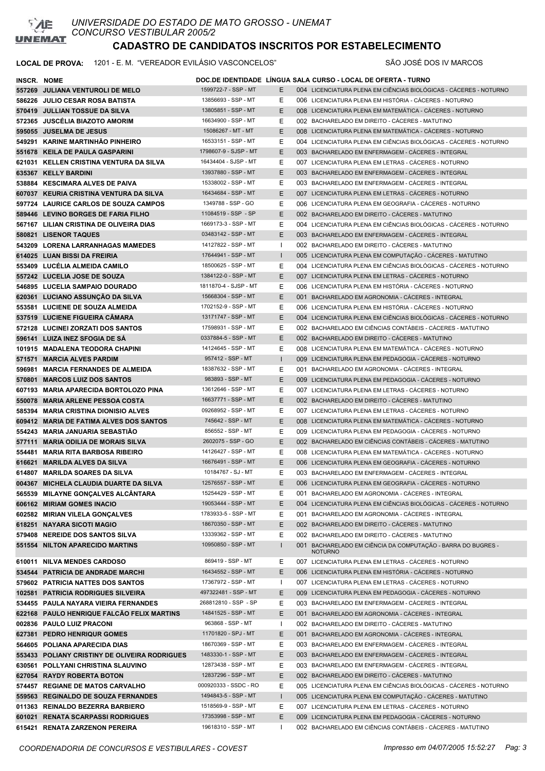# UNIVERSIDADE DO ESTADO DE MATO GROSSO - UNEMAT
## CONCURSO VESTIBULAR 2005/2

## CADASTRO DE CANDIDATOS INSCRITOS POR ESTABELECIMENTO

**LOCAL DE PROVA:** 1201 - E. M. "VEREADOR EVILÁSIO VASCONCELOS" SÃO JOSÉ DOS IV MARCOS

| INSCR. | NOME | DOC.DE IDENTIDADE | LÍNGUA | SALA | CURSO - LOCAL DE OFERTA - TURNO |
|---|---|---|---|---|---|
| 557269 | JULIANA VENTUROLI DE MELO | 1599722-7 - SSP - MT | E | 004 | LICENCIATURA PLENA EM CIÊNCIAS BIOLÓGICAS - CÁCERES - NOTURNO |
| 586226 | JULIO CESAR ROSA BATISTA | 13856693 - SSP - MT | E | 006 | LICENCIATURA PLENA EM HISTÓRIA - CÁCERES - NOTURNO |
| 570419 | JULLIAN TOSSUE DA SILVA | 13805851 - SSP - MT | E | 008 | LICENCIATURA PLENA EM MATEMÁTICA - CÁCERES - NOTURNO |
| 572365 | JUSCÉLIA BIAZOTO AMORIM | 16634900 - SSP - MT | E | 002 | BACHARELADO EM DIREITO - CÁCERES - MATUTINO |
| 595055 | JUSELMA DE JESUS | 15086267 - MT - MT | E | 008 | LICENCIATURA PLENA EM MATEMÁTICA - CÁCERES - NOTURNO |
| 549291 | KARINE MARTINHÃO PINHEIRO | 16533151 - SSP - MT | E | 004 | LICENCIATURA PLENA EM CIÊNCIAS BIOLÓGICAS - CÁCERES - NOTURNO |
| 551678 | KEILA DE PAULA GASPARINI | 1798607-9 - SJSP - MT | E | 003 | BACHARELADO EM ENFERMAGEM - CÁCERES - INTEGRAL |
| 621031 | KELLEN CRISTINA VENTURA DA SILVA | 16434404 - SJSP - MT | E | 007 | LICENCIATURA PLENA EM LETRAS - CÁCERES - NOTURNO |
| 635367 | KELLY BARDINI | 13937880 - SSP - MT | E | 003 | BACHARELADO EM ENFERMAGEM - CÁCERES - INTEGRAL |
| 538884 | KESCIMARA ALVES DE PAIVA | 15338002 - SSP - MT | E | 003 | BACHARELADO EM ENFERMAGEM - CÁCERES - INTEGRAL |
| 607037 | KEURIA CRISTINA VENTURA DA SILVA | 16434684 - SSP - MT | E | 007 | LICENCIATURA PLENA EM LETRAS - CÁCERES - NOTURNO |
| 597724 | LAURICE CARLOS DE SOUZA CAMPOS | 1349788 - SSP - GO | E | 006 | LICENCIATURA PLENA EM GEOGRAFIA - CÁCERES - NOTURNO |
| 589446 | LEVINO BORGES DE FARIA FILHO | 11084519 - SSP - SP | E | 002 | BACHARELADO EM DIREITO - CÁCERES - MATUTINO |
| 567167 | LILIAN CRISTINA DE OLIVEIRA DIAS | 1669173-3 - SSP - MT | E | 004 | LICENCIATURA PLENA EM CIÊNCIAS BIOLÓGICAS - CÁCERES - NOTURNO |
| 580821 | LISENOR TAQUES | 03483142 - SSP - MT | E | 003 | BACHARELADO EM ENFERMAGEM - CÁCERES - INTEGRAL |
| 543209 | LORENA LARRANHAGAS MAMEDES | 14127822 - SSP - MT | I | 002 | BACHARELADO EM DIREITO - CÁCERES - MATUTINO |
| 614025 | LUAN BISSI DA FREIRIA | 17644941 - SSP - MT | I | 005 | LICENCIATURA PLENA EM COMPUTAÇÃO - CÁCERES - MATUTINO |
| 553409 | LUCÉLIA ALMEIDA CAMILO | 18500625 - SSP - MT | E | 004 | LICENCIATURA PLENA EM CIÊNCIAS BIOLÓGICAS - CÁCERES - NOTURNO |
| 557242 | LUCELIA JOSE DE SOUZA | 1384122-0 - SSP - MT | E | 007 | LICENCIATURA PLENA EM LETRAS - CÁCERES - NOTURNO |
| 546895 | LUCELIA SAMPAIO DOURADO | 1811870-4 - SJSP - MT | E | 006 | LICENCIATURA PLENA EM HISTÓRIA - CÁCERES - NOTURNO |
| 620361 | LUCIANO ASSUNÇÃO DA SILVA | 15668304 - SSP - MT | E | 001 | BACHARELADO EM AGRONOMIA - CÁCERES - INTEGRAL |
| 553581 | LUCIENE DE SOUZA ALMEIDA | 1702152-9 - SSP - MT | E | 006 | LICENCIATURA PLENA EM HISTÓRIA - CÁCERES - NOTURNO |
| 537519 | LUCIENE FIGUEIRA CÂMARA | 13171747 - SSP - MT | E | 004 | LICENCIATURA PLENA EM CIÊNCIAS BIOLÓGICAS - CÁCERES - NOTURNO |
| 572128 | LUCINEI ZORZATI DOS SANTOS | 17598931 - SSP - MT | E | 002 | BACHARELADO EM CIÊNCIAS CONTÁBEIS - CÁCERES - MATUTINO |
| 596141 | LUIZA INEZ SFOGIA DE SÁ | 0337884-5 - SSP - MT | E | 002 | BACHARELADO EM DIREITO - CÁCERES - MATUTINO |
| 101915 | MADALENA TEODORA CHAPINI | 14124645 - SSP - MT | E | 008 | LICENCIATURA PLENA EM MATEMÁTICA - CÁCERES - NOTURNO |
| 571571 | MARCIA ALVES PARDIM | 957412 - SSP - MT | I | 009 | LICENCIATURA PLENA EM PEDAGOGIA - CÁCERES - NOTURNO |
| 596981 | MARCIA FERNANDES DE ALMEIDA | 18387632 - SSP - MT | E | 001 | BACHARELADO EM AGRONOMIA - CÁCERES - INTEGRAL |
| 570801 | MARCOS LUIZ DOS SANTOS | 983893 - SSP - MT | E | 009 | LICENCIATURA PLENA EM PEDAGOGIA - CÁCERES - NOTURNO |
| 607193 | MARIA APARECIDA BORTOLOZO PINA | 13612646 - SSP - MT | E | 007 | LICENCIATURA PLENA EM LETRAS - CÁCERES - NOTURNO |
| 550078 | MARIA ARLENE PESSOA COSTA | 16637771 - SSP - MT | E | 002 | BACHARELADO EM DIREITO - CÁCERES - MATUTINO |
| 585394 | MARIA CRISTINA DIONISIO ALVES | 09268952 - SSP - MT | E | 007 | LICENCIATURA PLENA EM LETRAS - CÁCERES - NOTURNO |
| 609412 | MARIA DE FATIMA ALVES DOS SANTOS | 745642 - SSP - MT | E | 008 | LICENCIATURA PLENA EM MATEMÁTICA - CÁCERES - NOTURNO |
| 554243 | MARIA JANUARIA SEBASTIÃO | 856552 - SSP - MT | E | 009 | LICENCIATURA PLENA EM PEDAGOGIA - CÁCERES - NOTURNO |
| 577111 | MARIA ODILIA DE MORAIS SILVA | 2602075 - SSP - GO | E | 002 | BACHARELADO EM CIÊNCIAS CONTÁBEIS - CÁCERES - MATUTINO |
| 554481 | MARIA RITA BARBOSA RIBEIRO | 14126427 - SSP - MT | E | 008 | LICENCIATURA PLENA EM MATEMÁTICA - CÁCERES - NOTURNO |
| 616621 | MARILDA ALVES DA SILVA | 16676491 - SSP - MT | E | 006 | LICENCIATURA PLENA EM GEOGRAFIA - CÁCERES - NOTURNO |
| 614807 | MARILDA SOARES DA SILVA | 10184767 - SJ - MT | E | 003 | BACHARELADO EM ENFERMAGEM - CÁCERES - INTEGRAL |
| 004367 | MICHELA CLAUDIA DUARTE DA SILVA | 12576557 - SSP - MT | E | 006 | LICENCIATURA PLENA EM GEOGRAFIA - CÁCERES - NOTURNO |
| 565539 | MILAYNE GONÇALVES ALCÂNTARA | 15254429 - SSP - MT | E | 001 | BACHARELADO EM AGRONOMIA - CÁCERES - INTEGRAL |
| 606162 | MIRIAM GOMES INACIO | 19053444 - SSP - MT | E | 004 | LICENCIATURA PLENA EM CIÊNCIAS BIOLÓGICAS - CÁCERES - NOTURNO |
| 602582 | MIRIAN VILELA GONÇALVES | 1783933-5 - SSP - MT | E | 001 | BACHARELADO EM AGRONOMIA - CÁCERES - INTEGRAL |
| 618251 | NAYARA SICOTI MAGIO | 18670350 - SSP - MT | E | 002 | BACHARELADO EM DIREITO - CÁCERES - MATUTINO |
| 579408 | NEREIDE DOS SANTOS SILVA | 13339362 - SSP - MT | E | 002 | BACHARELADO EM DIREITO - CÁCERES - MATUTINO |
| 551554 | NILTON APARECIDO MARTINS | 10950850 - SSP - MT | I | 001 | BACHARELADO EM CIÊNCIA DA COMPUTAÇÃO - BARRA DO BUGRES - NOTURNO |
| 610011 | NILVA MENDES CARDOSO | 869419 - SSP - MT | E | 007 | LICENCIATURA PLENA EM LETRAS - CÁCERES - NOTURNO |
| 534544 | PATRICIA DE ANDRADE MARCHI | 16434552 - SSP - MT | E | 006 | LICENCIATURA PLENA EM HISTÓRIA - CÁCERES - NOTURNO |
| 579602 | PATRICIA NATTES DOS SANTOS | 17367972 - SSP - MT | I | 007 | LICENCIATURA PLENA EM LETRAS - CÁCERES - NOTURNO |
| 102581 | PATRICIA RODRIGUES SILVEIRA | 497322481 - SSP - MT | E | 009 | LICENCIATURA PLENA EM PEDAGOGIA - CÁCERES - NOTURNO |
| 534455 | PAULA NAYARA VIEIRA FERNANDES | 268812810 - SSP - SP | E | 003 | BACHARELADO EM ENFERMAGEM - CÁCERES - INTEGRAL |
| 622168 | PAULO HENRIQUE FALCÃO FELIX MARTINS | 14841525 - SSP - MT | E | 001 | BACHARELADO EM AGRONOMIA - CÁCERES - INTEGRAL |
| 002836 | PAULO LUIZ PRACONI | 963868 - SSP - MT | I | 002 | BACHARELADO EM DIREITO - CÁCERES - MATUTINO |
| 627381 | PEDRO HENRIQUR GOMES | 11701820 - SPJ - MT | E | 001 | BACHARELADO EM AGRONOMIA - CÁCERES - INTEGRAL |
| 564605 | POLIANA APARECIDA DIAS | 18670369 - SSP - MT | E | 003 | BACHARELADO EM ENFERMAGEM - CÁCERES - INTEGRAL |
| 553433 | POLIANY CRISTINY DE OLIVEIRA RODRIGUES | 1483330-1 - SSP - MT | E | 003 | BACHARELADO EM ENFERMAGEM - CÁCERES - INTEGRAL |
| 630561 | POLLYANI CHRISTINA SLAUVINO | 12873438 - SSP - MT | E | 003 | BACHARELADO EM ENFERMAGEM - CÁCERES - INTEGRAL |
| 627054 | RAYDY ROBERTA BOTON | 12837296 - SSP - MT | E | 002 | BACHARELADO EM DIREITO - CÁCERES - MATUTINO |
| 574457 | REGIANE DE MATOS CARVALHO | 000920333 - SSDC - RO | E | 005 | LICENCIATURA PLENA EM CIÊNCIAS BIOLÓGICAS - CÁCERES - NOTURNO |
| 559563 | REGINALDO DE SOUZA FERNANDES | 1494843-5 - SSP - MT | I | 005 | LICENCIATURA PLENA EM COMPUTAÇÃO - CÁCERES - MATUTINO |
| 011363 | REINALDO BEZERRA BARBIERO | 1518569-9 - SSP - MT | E | 007 | LICENCIATURA PLENA EM LETRAS - CÁCERES - NOTURNO |
| 601021 | RENATA SCARPASSI RODRIGUES | 17353998 - SSP - MT | E | 009 | LICENCIATURA PLENA EM PEDAGOGIA - CÁCERES - NOTURNO |
| 615421 | RENATA ZARZENON PEREIRA | 19618310 - SSP - MT | I | 002 | BACHARELADO EM CIÊNCIAS CONTÁBEIS - CÁCERES - MATUTINO |

COORDENADORIA DE CONCURSOS E VESTIBULARES - COVEST — Impresso em 04/07/2005 15:52:27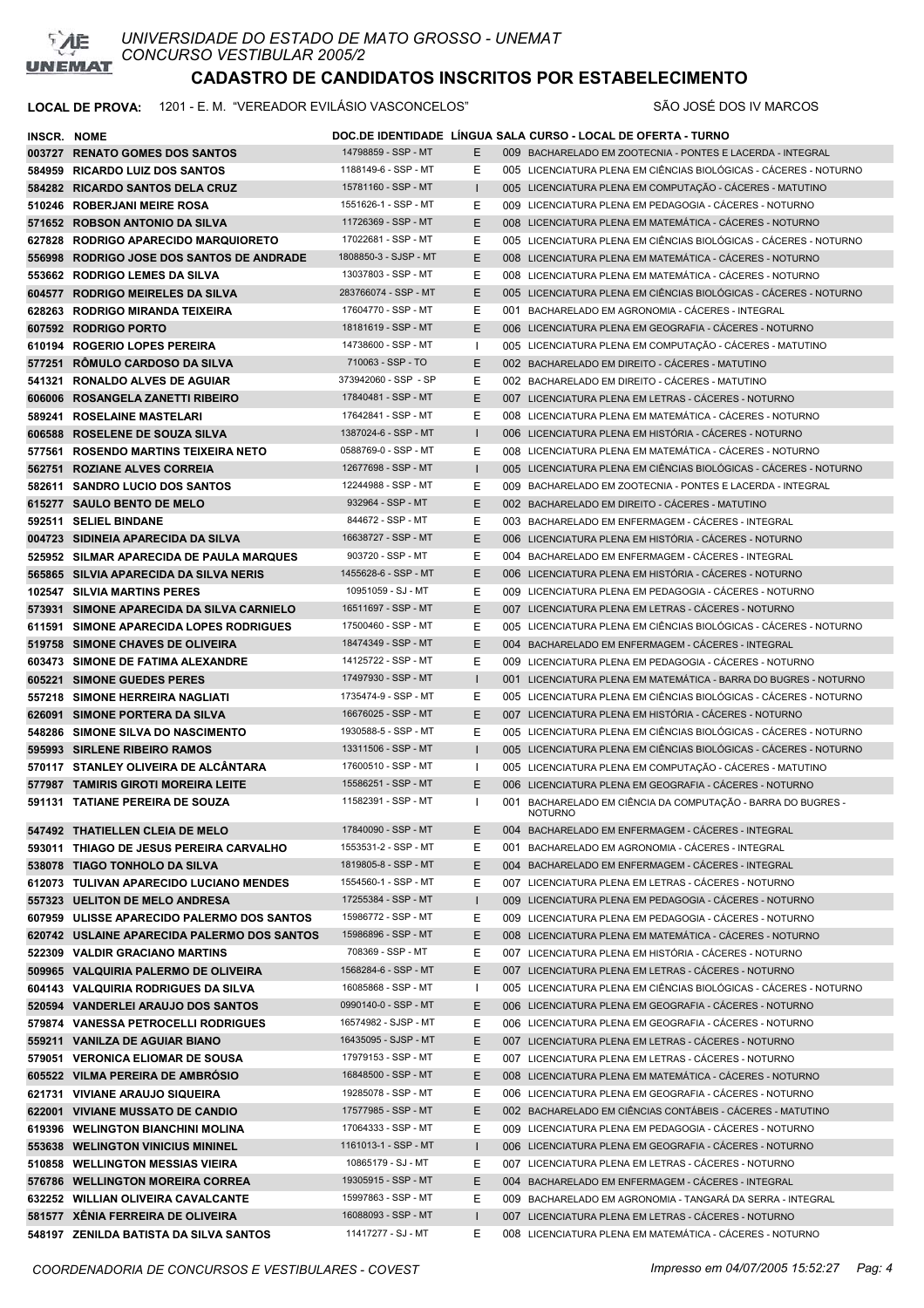UNIVERSIDADE DO ESTADO DE MATO GROSSO - UNEMAT
CONCURSO VESTIBULAR 2005/2

# CADASTRO DE CANDIDATOS INSCRITOS POR ESTABELECIMENTO

**LOCAL DE PROVA:** 1201 - E. M. "VEREADOR EVILÁSIO VASCONCELOS" SÃO JOSÉ DOS IV MARCOS

| INSCR. | NOME | DOC.DE IDENTIDADE | LÍNGUA | SALA | CURSO - LOCAL DE OFERTA - TURNO |
|---|---|---|---|---|---|
| 003727 | RENATO GOMES DOS SANTOS | 14798859 - SSP - MT | E | 009 | BACHARELADO EM ZOOTECNIA - PONTES E LACERDA - INTEGRAL |
| 584959 | RICARDO LUIZ DOS SANTOS | 1188149-6 - SSP - MT | E | 005 | LICENCIATURA PLENA EM CIÊNCIAS BIOLÓGICAS - CÁCERES - NOTURNO |
| 584282 | RICARDO SANTOS DELA CRUZ | 15781160 - SSP - MT | I | 005 | LICENCIATURA PLENA EM COMPUTAÇÃO - CÁCERES - MATUTINO |
| 510246 | ROBERJANI MEIRE ROSA | 1551626-1 - SSP - MT | E | 009 | LICENCIATURA PLENA EM PEDAGOGIA - CÁCERES - NOTURNO |
| 571652 | ROBSON ANTONIO DA SILVA | 11726369 - SSP - MT | E | 008 | LICENCIATURA PLENA EM MATEMÁTICA - CÁCERES - NOTURNO |
| 627828 | RODRIGO APARECIDO MARQUIORETO | 17022681 - SSP - MT | E | 005 | LICENCIATURA PLENA EM CIÊNCIAS BIOLÓGICAS - CÁCERES - NOTURNO |
| 556998 | RODRIGO JOSE DOS SANTOS DE ANDRADE | 1808850-3 - SJSP - MT | E | 008 | LICENCIATURA PLENA EM MATEMÁTICA - CÁCERES - NOTURNO |
| 553662 | RODRIGO LEMES DA SILVA | 13037803 - SSP - MT | E | 008 | LICENCIATURA PLENA EM MATEMÁTICA - CÁCERES - NOTURNO |
| 604577 | RODRIGO MEIRELES DA SILVA | 283766074 - SSP - MT | E | 005 | LICENCIATURA PLENA EM CIÊNCIAS BIOLÓGICAS - CÁCERES - NOTURNO |
| 628263 | RODRIGO MIRANDA TEIXEIRA | 17604770 - SSP - MT | E | 001 | BACHARELADO EM AGRONOMIA - CÁCERES - INTEGRAL |
| 607592 | RODRIGO PORTO | 18181619 - SSP - MT | E | 006 | LICENCIATURA PLENA EM GEOGRAFIA - CÁCERES - NOTURNO |
| 610194 | ROGERIO LOPES PEREIRA | 14738600 - SSP - MT | I | 005 | LICENCIATURA PLENA EM COMPUTAÇÃO - CÁCERES - MATUTINO |
| 577251 | RÔMULO CARDOSO DA SILVA | 710063 - SSP - TO | E | 002 | BACHARELADO EM DIREITO - CÁCERES - MATUTINO |
| 541321 | RONALDO ALVES DE AGUIAR | 373942060 - SSP - SP | E | 002 | BACHARELADO EM DIREITO - CÁCERES - MATUTINO |
| 606006 | ROSANGELA ZANETTI RIBEIRO | 17840481 - SSP - MT | E | 007 | LICENCIATURA PLENA EM LETRAS - CÁCERES - NOTURNO |
| 589241 | ROSELAINE MASTELARI | 17642841 - SSP - MT | E | 008 | LICENCIATURA PLENA EM MATEMÁTICA - CÁCERES - NOTURNO |
| 606588 | ROSELENE DE SOUZA SILVA | 1387024-6 - SSP - MT | I | 006 | LICENCIATURA PLENA EM HISTÓRIA - CÁCERES - NOTURNO |
| 577561 | ROSENDO MARTINS TEIXEIRA NETO | 0588769-0 - SSP - MT | E | 008 | LICENCIATURA PLENA EM MATEMÁTICA - CÁCERES - NOTURNO |
| 562751 | ROZIANE ALVES CORREIA | 12677698 - SSP - MT | I | 005 | LICENCIATURA PLENA EM CIÊNCIAS BIOLÓGICAS - CÁCERES - NOTURNO |
| 582611 | SANDRO LUCIO DOS SANTOS | 12244988 - SSP - MT | E | 009 | BACHARELADO EM ZOOTECNIA - PONTES E LACERDA - INTEGRAL |
| 615277 | SAULO BENTO DE MELO | 932964 - SSP - MT | E | 002 | BACHARELADO EM DIREITO - CÁCERES - MATUTINO |
| 592511 | SELIEL BINDANE | 844672 - SSP - MT | E | 003 | BACHARELADO EM ENFERMAGEM - CÁCERES - INTEGRAL |
| 004723 | SIDINEIA APARECIDA DA SILVA | 16638727 - SSP - MT | E | 006 | LICENCIATURA PLENA EM HISTÓRIA - CÁCERES - NOTURNO |
| 525952 | SILMAR APARECIDA DE PAULA MARQUES | 903720 - SSP - MT | E | 004 | BACHARELADO EM ENFERMAGEM - CÁCERES - INTEGRAL |
| 565865 | SILVIA APARECIDA DA SILVA NERIS | 1455628-6 - SSP - MT | E | 006 | LICENCIATURA PLENA EM HISTÓRIA - CÁCERES - NOTURNO |
| 102547 | SILVIA MARTINS PERES | 10951059 - SJ - MT | E | 009 | LICENCIATURA PLENA EM PEDAGOGIA - CÁCERES - NOTURNO |
| 573931 | SIMONE APARECIDA DA SILVA CARNIELO | 16511697 - SSP - MT | E | 007 | LICENCIATURA PLENA EM LETRAS - CÁCERES - NOTURNO |
| 611591 | SIMONE APARECIDA LOPES RODRIGUES | 17500460 - SSP - MT | E | 005 | LICENCIATURA PLENA EM CIÊNCIAS BIOLÓGICAS - CÁCERES - NOTURNO |
| 519758 | SIMONE CHAVES DE OLIVEIRA | 18474349 - SSP - MT | E | 004 | BACHARELADO EM ENFERMAGEM - CÁCERES - INTEGRAL |
| 603473 | SIMONE DE FATIMA ALEXANDRE | 14125722 - SSP - MT | E | 009 | LICENCIATURA PLENA EM PEDAGOGIA - CÁCERES - NOTURNO |
| 605221 | SIMONE GUEDES PERES | 17497930 - SSP - MT | I | 001 | LICENCIATURA PLENA EM MATEMÁTICA - BARRA DO BUGRES - NOTURNO |
| 557218 | SIMONE HERREIRA NAGLIATI | 1735474-9 - SSP - MT | E | 005 | LICENCIATURA PLENA EM CIÊNCIAS BIOLÓGICAS - CÁCERES - NOTURNO |
| 626091 | SIMONE PORTERA DA SILVA | 16676025 - SSP - MT | E | 007 | LICENCIATURA PLENA EM HISTÓRIA - CÁCERES - NOTURNO |
| 548286 | SIMONE SILVA DO NASCIMENTO | 1930588-5 - SSP - MT | E | 005 | LICENCIATURA PLENA EM CIÊNCIAS BIOLÓGICAS - CÁCERES - NOTURNO |
| 595993 | SIRLENE RIBEIRO RAMOS | 13311506 - SSP - MT | I | 005 | LICENCIATURA PLENA EM CIÊNCIAS BIOLÓGICAS - CÁCERES - NOTURNO |
| 570117 | STANLEY OLIVEIRA DE ALCÂNTARA | 17600510 - SSP - MT | I | 005 | LICENCIATURA PLENA EM COMPUTAÇÃO - CÁCERES - MATUTINO |
| 577987 | TAMIRIS GIROTI MOREIRA LEITE | 15586251 - SSP - MT | E | 006 | LICENCIATURA PLENA EM GEOGRAFIA - CÁCERES - NOTURNO |
| 591131 | TATIANE PEREIRA DE SOUZA | 11582391 - SSP - MT | I | 001 | BACHARELADO EM CIÊNCIA DA COMPUTAÇÃO - BARRA DO BUGRES - NOTURNO |
| 547492 | THATIELLEN CLEIA DE MELO | 17840090 - SSP - MT | E | 004 | BACHARELADO EM ENFERMAGEM - CÁCERES - INTEGRAL |
| 593011 | THIAGO DE JESUS PEREIRA CARVALHO | 1553531-2 - SSP - MT | E | 001 | BACHARELADO EM AGRONOMIA - CÁCERES - INTEGRAL |
| 538078 | TIAGO TONHOLO DA SILVA | 1819805-8 - SSP - MT | E | 004 | BACHARELADO EM ENFERMAGEM - CÁCERES - INTEGRAL |
| 612073 | TULIVAN APARECIDO LUCIANO MENDES | 1554560-1 - SSP - MT | E | 007 | LICENCIATURA PLENA EM LETRAS - CÁCERES - NOTURNO |
| 557323 | UELITON DE MELO ANDRESA | 17255384 - SSP - MT | I | 009 | LICENCIATURA PLENA EM PEDAGOGIA - CÁCERES - NOTURNO |
| 607959 | ULISSE APARECIDO PALERMO DOS SANTOS | 15986772 - SSP - MT | E | 009 | LICENCIATURA PLENA EM PEDAGOGIA - CÁCERES - NOTURNO |
| 620742 | USLAINE APARECIDA PALERMO DOS SANTOS | 15986896 - SSP - MT | E | 008 | LICENCIATURA PLENA EM MATEMÁTICA - CÁCERES - NOTURNO |
| 522309 | VALDIR GRACIANO MARTINS | 708369 - SSP - MT | E | 007 | LICENCIATURA PLENA EM HISTÓRIA - CÁCERES - NOTURNO |
| 509965 | VALQUIRIA PALERMO DE OLIVEIRA | 1568284-6 - SSP - MT | E | 007 | LICENCIATURA PLENA EM LETRAS - CÁCERES - NOTURNO |
| 604143 | VALQUIRIA RODRIGUES DA SILVA | 16085868 - SSP - MT | I | 005 | LICENCIATURA PLENA EM CIÊNCIAS BIOLÓGICAS - CÁCERES - NOTURNO |
| 520594 | VANDERLEI ARAUJO DOS SANTOS | 0990140-0 - SSP - MT | E | 006 | LICENCIATURA PLENA EM GEOGRAFIA - CÁCERES - NOTURNO |
| 579874 | VANESSA PETROCELLI RODRIGUES | 16574982 - SJSP - MT | E | 006 | LICENCIATURA PLENA EM GEOGRAFIA - CÁCERES - NOTURNO |
| 559211 | VANILZA DE AGUIAR BIANO | 16435095 - SJSP - MT | E | 007 | LICENCIATURA PLENA EM LETRAS - CÁCERES - NOTURNO |
| 579051 | VERONICA ELIOMAR DE SOUSA | 17979153 - SSP - MT | E | 007 | LICENCIATURA PLENA EM LETRAS - CÁCERES - NOTURNO |
| 605522 | VILMA PEREIRA DE AMBRÓSIO | 16848500 - SSP - MT | E | 008 | LICENCIATURA PLENA EM MATEMÁTICA - CÁCERES - NOTURNO |
| 621731 | VIVIANE ARAUJO SIQUEIRA | 19285078 - SSP - MT | E | 006 | LICENCIATURA PLENA EM GEOGRAFIA - CÁCERES - NOTURNO |
| 622001 | VIVIANE MUSSATO DE CANDIO | 17577985 - SSP - MT | E | 002 | BACHARELADO EM CIÊNCIAS CONTÁBEIS - CÁCERES - MATUTINO |
| 619396 | WELINGTON BIANCHINI MOLINA | 17064333 - SSP - MT | E | 009 | LICENCIATURA PLENA EM PEDAGOGIA - CÁCERES - NOTURNO |
| 553638 | WELINGTON VINICIUS MININEL | 1161013-1 - SSP - MT | I | 006 | LICENCIATURA PLENA EM GEOGRAFIA - CÁCERES - NOTURNO |
| 510858 | WELLINGTON MESSIAS VIEIRA | 10865179 - SJ - MT | E | 007 | LICENCIATURA PLENA EM LETRAS - CÁCERES - NOTURNO |
| 576786 | WELLINGTON MOREIRA CORREA | 19305915 - SSP - MT | E | 004 | BACHARELADO EM ENFERMAGEM - CÁCERES - INTEGRAL |
| 632252 | WILLIAN OLIVEIRA CAVALCANTE | 15997863 - SSP - MT | E | 009 | BACHARELADO EM AGRONOMIA - TANGARÁ DA SERRA - INTEGRAL |
| 581577 | XÊNIA FERREIRA DE OLIVEIRA | 16088093 - SSP - MT | I | 007 | LICENCIATURA PLENA EM LETRAS - CÁCERES - NOTURNO |
| 548197 | ZENILDA BATISTA DA SILVA SANTOS | 11417277 - SJ - MT | E | 008 | LICENCIATURA PLENA EM MATEMÁTICA - CÁCERES - NOTURNO |

COORDENADORIA DE CONCURSOS E VESTIBULARES - COVEST — Impresso em 04/07/2005 15:52:27